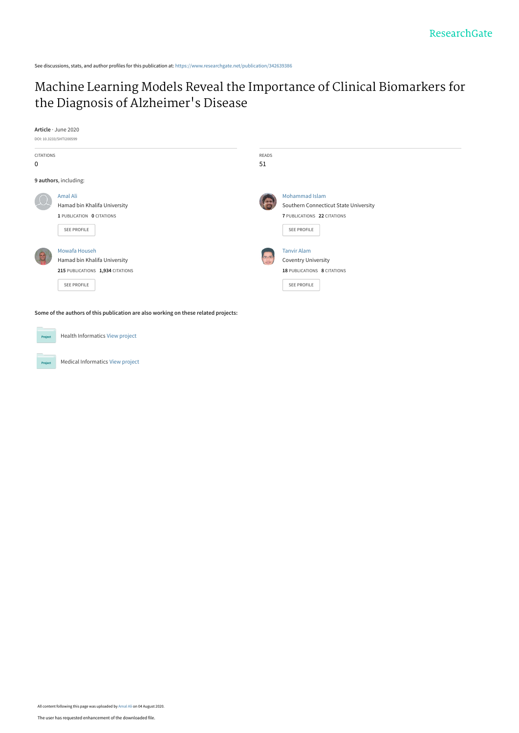ResearchGate

See discussions, stats, and author profiles for this publication at: https://www.researchgate.net/publication/342639386

# Machine Learning Models Reveal the Importance of Clinical Biomarkers for the Diagnosis of Alzheimer's Disease

**Article** · June 2020

DOI: 10.3233/SHTI200599

| CITATIONS | READS |
|---|---|
| 0 | 51 |

**9 authors**, including:

Amal Ali
Hamad bin Khalifa University
**1** PUBLICATION **0** CITATIONS
SEE PROFILE

Mohammad Islam
Southern Connecticut State University
**7** PUBLICATIONS **22** CITATIONS
SEE PROFILE

Mowafa Househ
Hamad bin Khalifa University
**215** PUBLICATIONS **1,934** CITATIONS
SEE PROFILE

Tanvir Alam
Coventry University
**18** PUBLICATIONS **8** CITATIONS
SEE PROFILE

**Some of the authors of this publication are also working on these related projects:**

Health Informatics View project

Medical Informatics View project

All content following this page was uploaded by Amal Ali on 04 August 2020.

The user has requested enhancement of the downloaded file.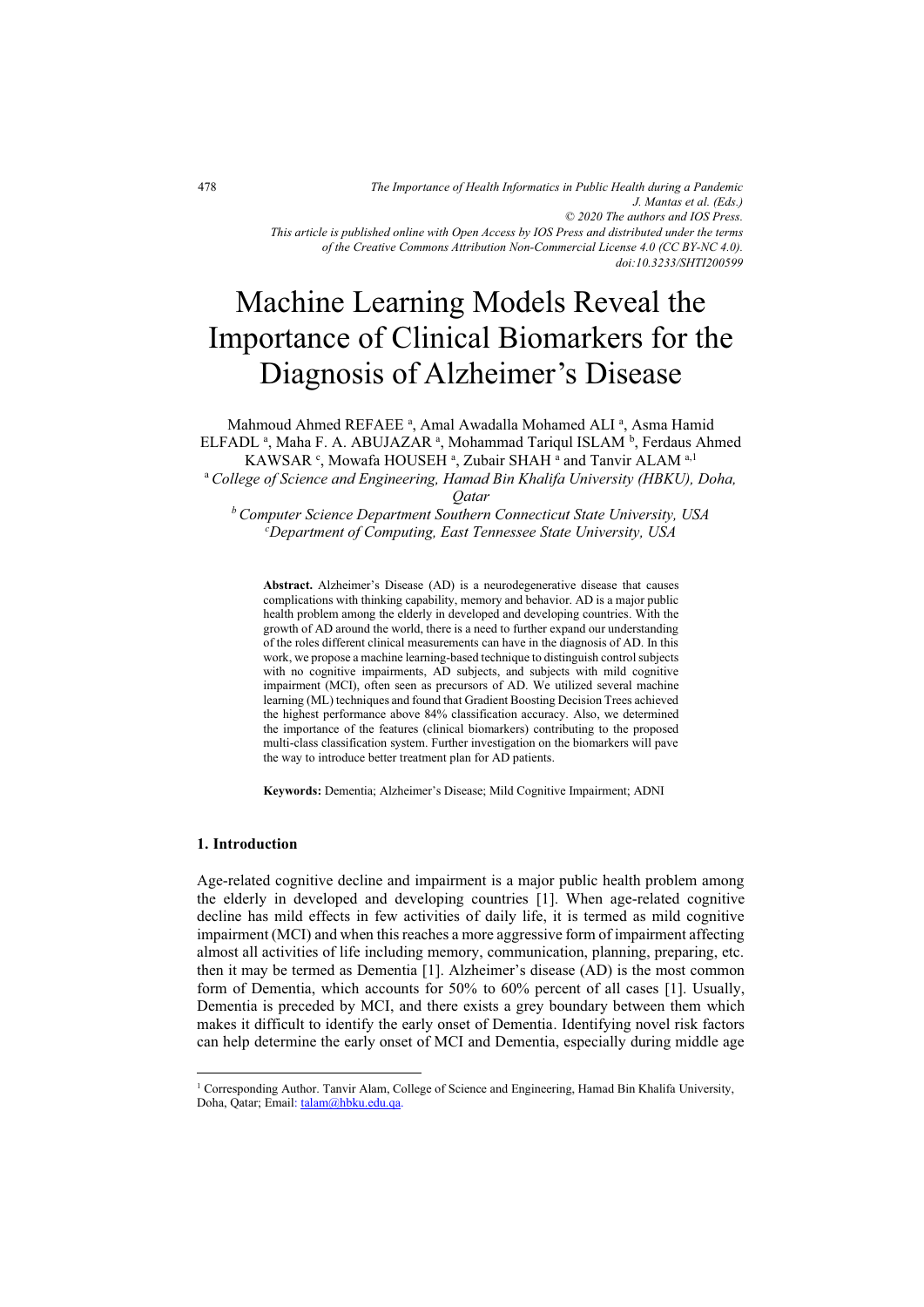The Importance of Health Informatics in Public Health during a Pandemic
J. Mantas et al. (Eds.)
© 2020 The authors and IOS Press.
This article is published online with Open Access by IOS Press and distributed under the terms of the Creative Commons Attribution Non-Commercial License 4.0 (CC BY-NC 4.0).
doi:10.3233/SHTI200599

# Machine Learning Models Reveal the Importance of Clinical Biomarkers for the Diagnosis of Alzheimer's Disease

Mahmoud Ahmed REFAEE [a], Amal Awadalla Mohamed ALI [a], Asma Hamid ELFADL [a], Maha F. A. ABUJAZAR [a], Mohammad Tariqul ISLAM [b], Ferdaus Ahmed KAWSAR [c], Mowafa HOUSEH [a], Zubair SHAH [a] and Tanvir ALAM [a,1]

[a] *College of Science and Engineering, Hamad Bin Khalifa University (HBKU), Doha, Qatar*

[b] *Computer Science Department Southern Connecticut State University, USA*

[c] *Department of Computing, East Tennessee State University, USA*

**Abstract.** Alzheimer's Disease (AD) is a neurodegenerative disease that causes complications with thinking capability, memory and behavior. AD is a major public health problem among the elderly in developed and developing countries. With the growth of AD around the world, there is a need to further expand our understanding of the roles different clinical measurements can have in the diagnosis of AD. In this work, we propose a machine learning-based technique to distinguish control subjects with no cognitive impairments, AD subjects, and subjects with mild cognitive impairment (MCI), often seen as precursors of AD. We utilized several machine learning (ML) techniques and found that Gradient Boosting Decision Trees achieved the highest performance above 84% classification accuracy. Also, we determined the importance of the features (clinical biomarkers) contributing to the proposed multi-class classification system. Further investigation on the biomarkers will pave the way to introduce better treatment plan for AD patients.

**Keywords:** Dementia; Alzheimer's Disease; Mild Cognitive Impairment; ADNI

## 1. Introduction

Age-related cognitive decline and impairment is a major public health problem among the elderly in developed and developing countries [1]. When age-related cognitive decline has mild effects in few activities of daily life, it is termed as mild cognitive impairment (MCI) and when this reaches a more aggressive form of impairment affecting almost all activities of life including memory, communication, planning, preparing, etc. then it may be termed as Dementia [1]. Alzheimer's disease (AD) is the most common form of Dementia, which accounts for 50% to 60% percent of all cases [1]. Usually, Dementia is preceded by MCI, and there exists a grey boundary between them which makes it difficult to identify the early onset of Dementia. Identifying novel risk factors can help determine the early onset of MCI and Dementia, especially during middle age

---

[1] Corresponding Author. Tanvir Alam, College of Science and Engineering, Hamad Bin Khalifa University, Doha, Qatar; Email: talam@hbku.edu.qa.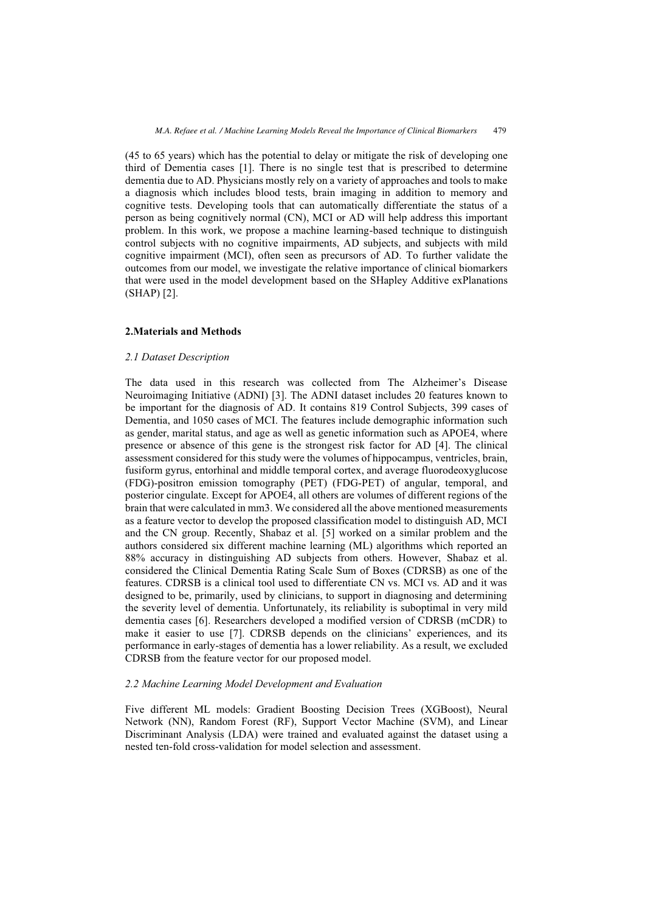(45 to 65 years) which has the potential to delay or mitigate the risk of developing one third of Dementia cases [1]. There is no single test that is prescribed to determine dementia due to AD. Physicians mostly rely on a variety of approaches and tools to make a diagnosis which includes blood tests, brain imaging in addition to memory and cognitive tests. Developing tools that can automatically differentiate the status of a person as being cognitively normal (CN), MCI or AD will help address this important problem. In this work, we propose a machine learning-based technique to distinguish control subjects with no cognitive impairments, AD subjects, and subjects with mild cognitive impairment (MCI), often seen as precursors of AD. To further validate the outcomes from our model, we investigate the relative importance of clinical biomarkers that were used in the model development based on the SHapley Additive exPlanations (SHAP) [2].

## 2.Materials and Methods

### *2.1 Dataset Description*

The data used in this research was collected from The Alzheimer's Disease Neuroimaging Initiative (ADNI) [3]. The ADNI dataset includes 20 features known to be important for the diagnosis of AD. It contains 819 Control Subjects, 399 cases of Dementia, and 1050 cases of MCI. The features include demographic information such as gender, marital status, and age as well as genetic information such as APOE4, where presence or absence of this gene is the strongest risk factor for AD [4]. The clinical assessment considered for this study were the volumes of hippocampus, ventricles, brain, fusiform gyrus, entorhinal and middle temporal cortex, and average fluorodeoxyglucose (FDG)-positron emission tomography (PET) (FDG-PET) of angular, temporal, and posterior cingulate. Except for APOE4, all others are volumes of different regions of the brain that were calculated in mm3. We considered all the above mentioned measurements as a feature vector to develop the proposed classification model to distinguish AD, MCI and the CN group. Recently, Shabaz et al. [5] worked on a similar problem and the authors considered six different machine learning (ML) algorithms which reported an 88% accuracy in distinguishing AD subjects from others. However, Shabaz et al. considered the Clinical Dementia Rating Scale Sum of Boxes (CDRSB) as one of the features. CDRSB is a clinical tool used to differentiate CN vs. MCI vs. AD and it was designed to be, primarily, used by clinicians, to support in diagnosing and determining the severity level of dementia. Unfortunately, its reliability is suboptimal in very mild dementia cases [6]. Researchers developed a modified version of CDRSB (mCDR) to make it easier to use [7]. CDRSB depends on the clinicians' experiences, and its performance in early-stages of dementia has a lower reliability. As a result, we excluded CDRSB from the feature vector for our proposed model.

### *2.2 Machine Learning Model Development and Evaluation*

Five different ML models: Gradient Boosting Decision Trees (XGBoost), Neural Network (NN), Random Forest (RF), Support Vector Machine (SVM), and Linear Discriminant Analysis (LDA) were trained and evaluated against the dataset using a nested ten-fold cross-validation for model selection and assessment.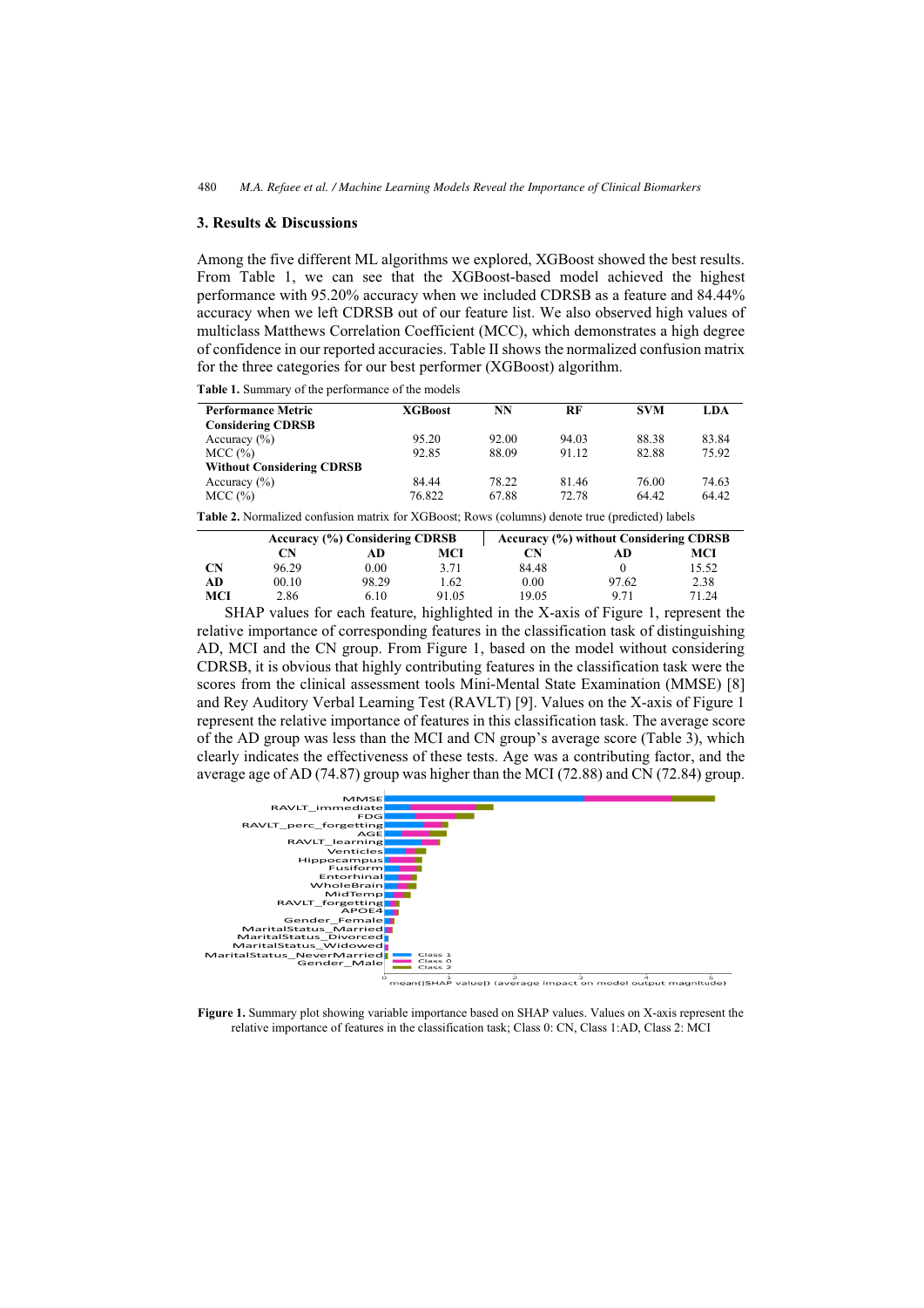## 3. Results & Discussions

Among the five different ML algorithms we explored, XGBoost showed the best results. From Table 1, we can see that the XGBoost-based model achieved the highest performance with 95.20% accuracy when we included CDRSB as a feature and 84.44% accuracy when we left CDRSB out of our feature list. We also observed high values of multiclass Matthews Correlation Coefficient (MCC), which demonstrates a high degree of confidence in our reported accuracies. Table II shows the normalized confusion matrix for the three categories for our best performer (XGBoost) algorithm.

**Table 1.** Summary of the performance of the models

| Performance Metric | XGBoost | NN | RF | SVM | LDA |
|---|---|---|---|---|---|
| **Considering CDRSB** | | | | | |
| Accuracy (%) | 95.20 | 92.00 | 94.03 | 88.38 | 83.84 |
| MCC (%) | 92.85 | 88.09 | 91.12 | 82.88 | 75.92 |
| **Without Considering CDRSB** | | | | | |
| Accuracy (%) | 84.44 | 78.22 | 81.46 | 76.00 | 74.63 |
| MCC (%) | 76.822 | 67.88 | 72.78 | 64.42 | 64.42 |

**Table 2.** Normalized confusion matrix for XGBoost; Rows (columns) denote true (predicted) labels

| | Accuracy (%) Considering CDRSB | | | Accuracy (%) without Considering CDRSB | | |
|---|---|---|---|---|---|---|
| | CN | AD | MCI | CN | AD | MCI |
| **CN** | 96.29 | 0.00 | 3.71 | 84.48 | 0 | 15.52 |
| **AD** | 00.10 | 98.29 | 1.62 | 0.00 | 97.62 | 2.38 |
| **MCI** | 2.86 | 6.10 | 91.05 | 19.05 | 9.71 | 71.24 |

SHAP values for each feature, highlighted in the X-axis of Figure 1, represent the relative importance of corresponding features in the classification task of distinguishing AD, MCI and the CN group. From Figure 1, based on the model without considering CDRSB, it is obvious that highly contributing features in the classification task were the scores from the clinical assessment tools Mini-Mental State Examination (MMSE) [8] and Rey Auditory Verbal Learning Test (RAVLT) [9]. Values on the X-axis of Figure 1 represent the relative importance of features in this classification task. The average score of the AD group was less than the MCI and CN group's average score (Table 3), which clearly indicates the effectiveness of these tests. Age was a contributing factor, and the average age of AD (74.87) group was higher than the MCI (72.88) and CN (72.84) group.

**Figure 1.** Summary plot showing variable importance based on SHAP values. Values on X-axis represent the relative importance of features in the classification task; Class 0: CN, Class 1:AD, Class 2: MCI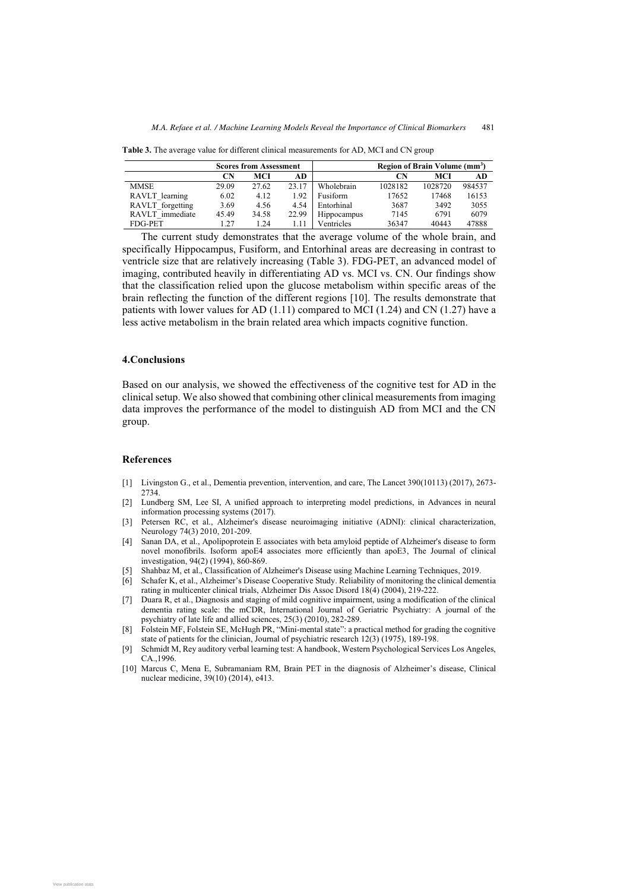**Table 3.** The average value for different clinical measurements for AD, MCI and CN group

| | Scores from Assessment | | | | Region of Brain Volume (mm$^3$) | | |
|---|---|---|---|---|---|---|---|
| | CN | MCI | AD | | CN | MCI | AD |
| MMSE | 29.09 | 27.62 | 23.17 | Wholebrain | 1028182 | 1028720 | 984537 |
| RAVLT_learning | 6.02 | 4.12 | 1.92 | Fusiform | 17652 | 17468 | 16153 |
| RAVLT_forgetting | 3.69 | 4.56 | 4.54 | Entorhinal | 3687 | 3492 | 3055 |
| RAVLT_immediate | 45.49 | 34.58 | 22.99 | Hippocampus | 7145 | 6791 | 6079 |
| FDG-PET | 1.27 | 1.24 | 1.11 | Ventricles | 36347 | 40443 | 47888 |

The current study demonstrates that the average volume of the whole brain, and specifically Hippocampus, Fusiform, and Entorhinal areas are decreasing in contrast to ventricle size that are relatively increasing (Table 3). FDG-PET, an advanced model of imaging, contributed heavily in differentiating AD vs. MCI vs. CN. Our findings show that the classification relied upon the glucose metabolism within specific areas of the brain reflecting the function of the different regions [10]. The results demonstrate that patients with lower values for AD (1.11) compared to MCI (1.24) and CN (1.27) have a less active metabolism in the brain related area which impacts cognitive function.

## 4.Conclusions

Based on our analysis, we showed the effectiveness of the cognitive test for AD in the clinical setup. We also showed that combining other clinical measurements from imaging data improves the performance of the model to distinguish AD from MCI and the CN group.

## References

[1] Livingston G., et al., Dementia prevention, intervention, and care, The Lancet 390(10113) (2017), 2673-2734.

[2] Lundberg SM, Lee SI, A unified approach to interpreting model predictions, in Advances in neural information processing systems (2017).

[3] Petersen RC, et al., Alzheimer's disease neuroimaging initiative (ADNI): clinical characterization, Neurology 74(3) 2010, 201-209.

[4] Sanan DA, et al., Apolipoprotein E associates with beta amyloid peptide of Alzheimer's disease to form novel monofibrils. Isoform apoE4 associates more efficiently than apoE3, The Journal of clinical investigation, 94(2) (1994), 860-869.

[5] Shahbaz M, et al., Classification of Alzheimer's Disease using Machine Learning Techniques, 2019.

[6] Schafer K, et al., Alzheimer's Disease Cooperative Study. Reliability of monitoring the clinical dementia rating in multicenter clinical trials, Alzheimer Dis Assoc Disord 18(4) (2004), 219-222.

[7] Duara R, et al., Diagnosis and staging of mild cognitive impairment, using a modification of the clinical dementia rating scale: the mCDR, International Journal of Geriatric Psychiatry: A journal of the psychiatry of late life and allied sciences, 25(3) (2010), 282-289.

[8] Folstein MF, Folstein SE, McHugh PR, "Mini-mental state": a practical method for grading the cognitive state of patients for the clinician, Journal of psychiatric research 12(3) (1975), 189-198.

[9] Schmidt M, Rey auditory verbal learning test: A handbook, Western Psychological Services Los Angeles, CA.,1996.

[10] Marcus C, Mena E, Subramaniam RM, Brain PET in the diagnosis of Alzheimer's disease, Clinical nuclear medicine, 39(10) (2014), e413.